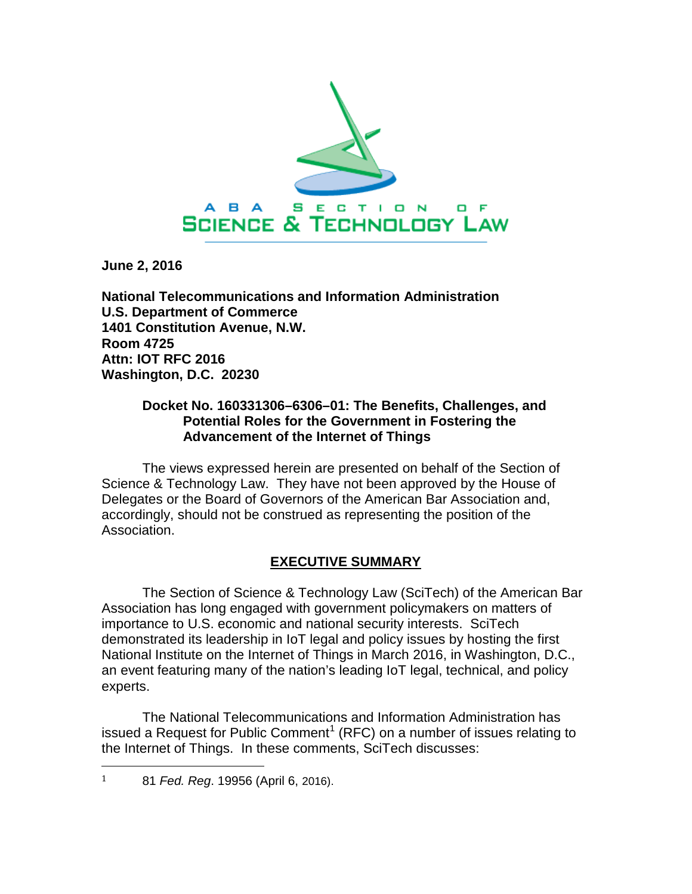ABA SECTION OF
SCIENCE & TECHNOLOGY LAW

**June 2, 2016**

**National Telecommunications and Information Administration**
**U.S. Department of Commerce**
**1401 Constitution Avenue, N.W.**
**Room 4725**
**Attn: IOT RFC 2016**
**Washington, D.C. 20230**

**Docket No. 160331306–6306–01: The Benefits, Challenges, and Potential Roles for the Government in Fostering the Advancement of the Internet of Things**

The views expressed herein are presented on behalf of the Section of Science & Technology Law. They have not been approved by the House of Delegates or the Board of Governors of the American Bar Association and, accordingly, should not be construed as representing the position of the Association.

## EXECUTIVE SUMMARY

The Section of Science & Technology Law (SciTech) of the American Bar Association has long engaged with government policymakers on matters of importance to U.S. economic and national security interests. SciTech demonstrated its leadership in IoT legal and policy issues by hosting the first National Institute on the Internet of Things in March 2016, in Washington, D.C., an event featuring many of the nation's leading IoT legal, technical, and policy experts.

The National Telecommunications and Information Administration has issued a Request for Public Comment[1] (RFC) on a number of issues relating to the Internet of Things. In these comments, SciTech discusses:

---

[1] 81 *Fed. Reg*. 19956 (April 6, 2016).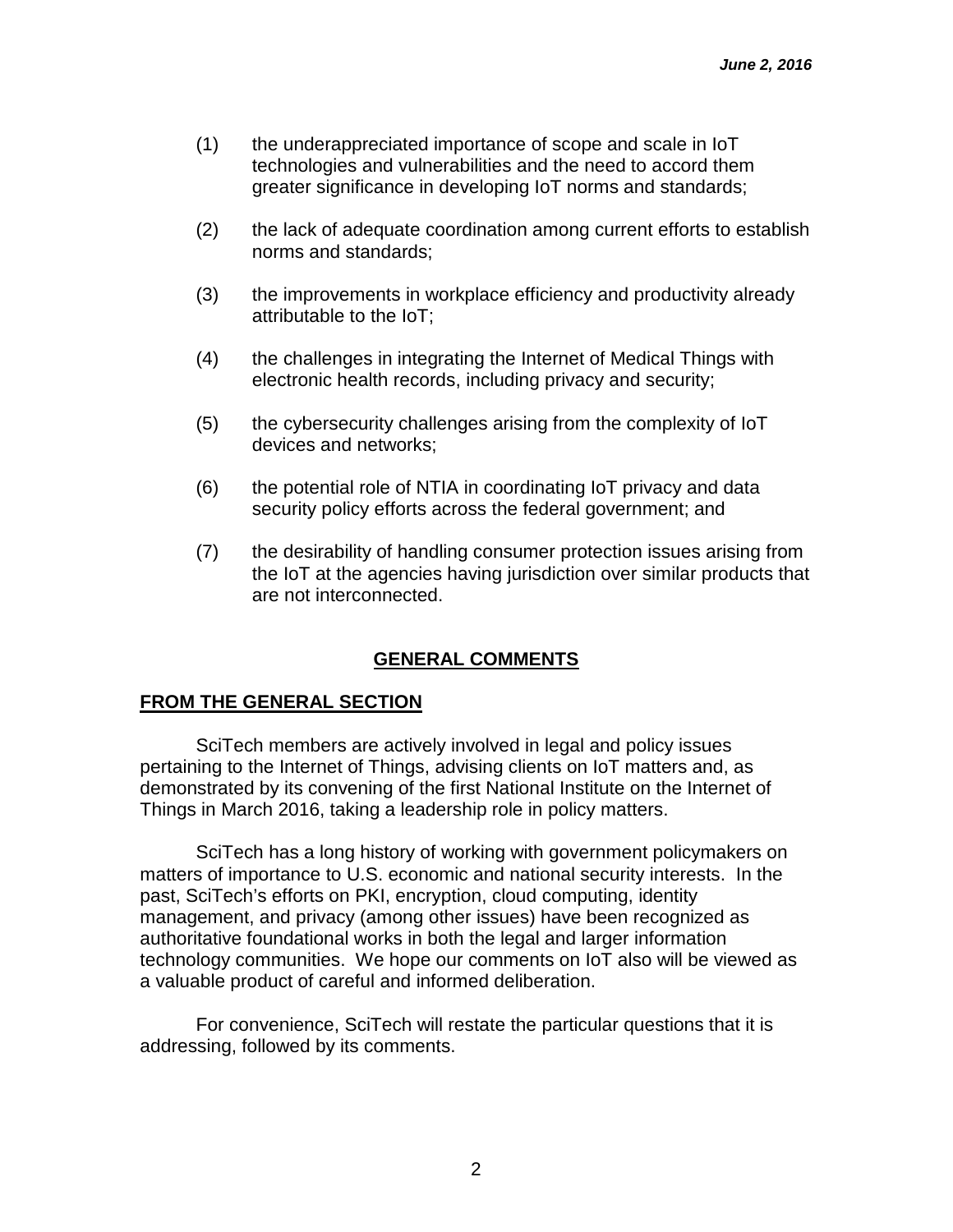(1) the underappreciated importance of scope and scale in IoT technologies and vulnerabilities and the need to accord them greater significance in developing IoT norms and standards;

(2) the lack of adequate coordination among current efforts to establish norms and standards;

(3) the improvements in workplace efficiency and productivity already attributable to the IoT;

(4) the challenges in integrating the Internet of Medical Things with electronic health records, including privacy and security;

(5) the cybersecurity challenges arising from the complexity of IoT devices and networks;

(6) the potential role of NTIA in coordinating IoT privacy and data security policy efforts across the federal government; and

(7) the desirability of handling consumer protection issues arising from the IoT at the agencies having jurisdiction over similar products that are not interconnected.

## GENERAL COMMENTS

### FROM THE GENERAL SECTION

SciTech members are actively involved in legal and policy issues pertaining to the Internet of Things, advising clients on IoT matters and, as demonstrated by its convening of the first National Institute on the Internet of Things in March 2016, taking a leadership role in policy matters.

SciTech has a long history of working with government policymakers on matters of importance to U.S. economic and national security interests. In the past, SciTech's efforts on PKI, encryption, cloud computing, identity management, and privacy (among other issues) have been recognized as authoritative foundational works in both the legal and larger information technology communities. We hope our comments on IoT also will be viewed as a valuable product of careful and informed deliberation.

For convenience, SciTech will restate the particular questions that it is addressing, followed by its comments.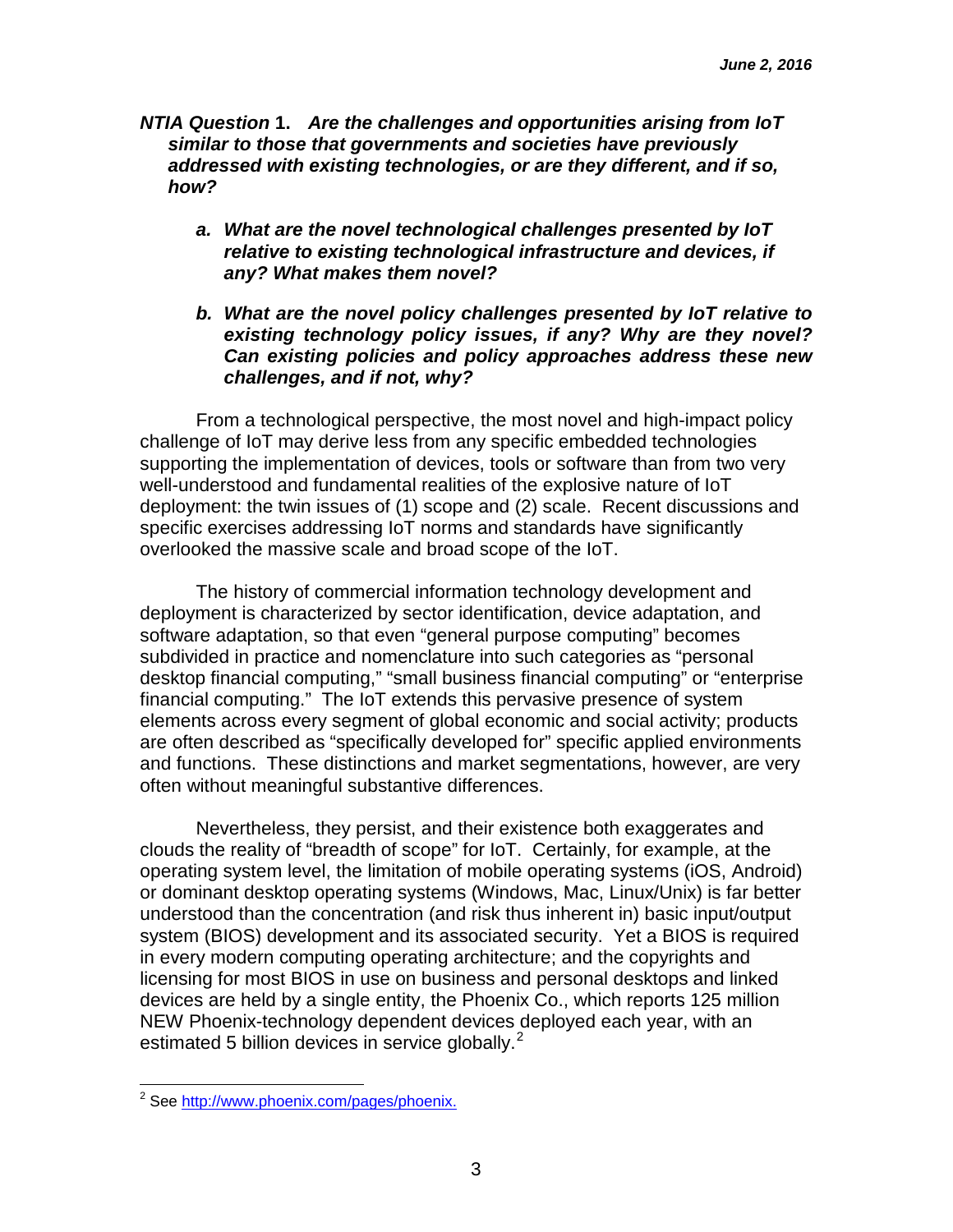***NTIA Question* 1. *Are the challenges and opportunities arising from IoT similar to those that governments and societies have previously addressed with existing technologies, or are they different, and if so, how?***

***a. What are the novel technological challenges presented by IoT relative to existing technological infrastructure and devices, if any? What makes them novel?***

***b. What are the novel policy challenges presented by IoT relative to existing technology policy issues, if any? Why are they novel? Can existing policies and policy approaches address these new challenges, and if not, why?***

From a technological perspective, the most novel and high-impact policy challenge of IoT may derive less from any specific embedded technologies supporting the implementation of devices, tools or software than from two very well-understood and fundamental realities of the explosive nature of IoT deployment: the twin issues of (1) scope and (2) scale. Recent discussions and specific exercises addressing IoT norms and standards have significantly overlooked the massive scale and broad scope of the IoT.

The history of commercial information technology development and deployment is characterized by sector identification, device adaptation, and software adaptation, so that even "general purpose computing" becomes subdivided in practice and nomenclature into such categories as "personal desktop financial computing," "small business financial computing" or "enterprise financial computing." The IoT extends this pervasive presence of system elements across every segment of global economic and social activity; products are often described as "specifically developed for" specific applied environments and functions. These distinctions and market segmentations, however, are very often without meaningful substantive differences.

Nevertheless, they persist, and their existence both exaggerates and clouds the reality of "breadth of scope" for IoT. Certainly, for example, at the operating system level, the limitation of mobile operating systems (iOS, Android) or dominant desktop operating systems (Windows, Mac, Linux/Unix) is far better understood than the concentration (and risk thus inherent in) basic input/output system (BIOS) development and its associated security. Yet a BIOS is required in every modern computing operating architecture; and the copyrights and licensing for most BIOS in use on business and personal desktops and linked devices are held by a single entity, the Phoenix Co., which reports 125 million NEW Phoenix-technology dependent devices deployed each year, with an estimated 5 billion devices in service globally.[2]

[2] See http://www.phoenix.com/pages/phoenix.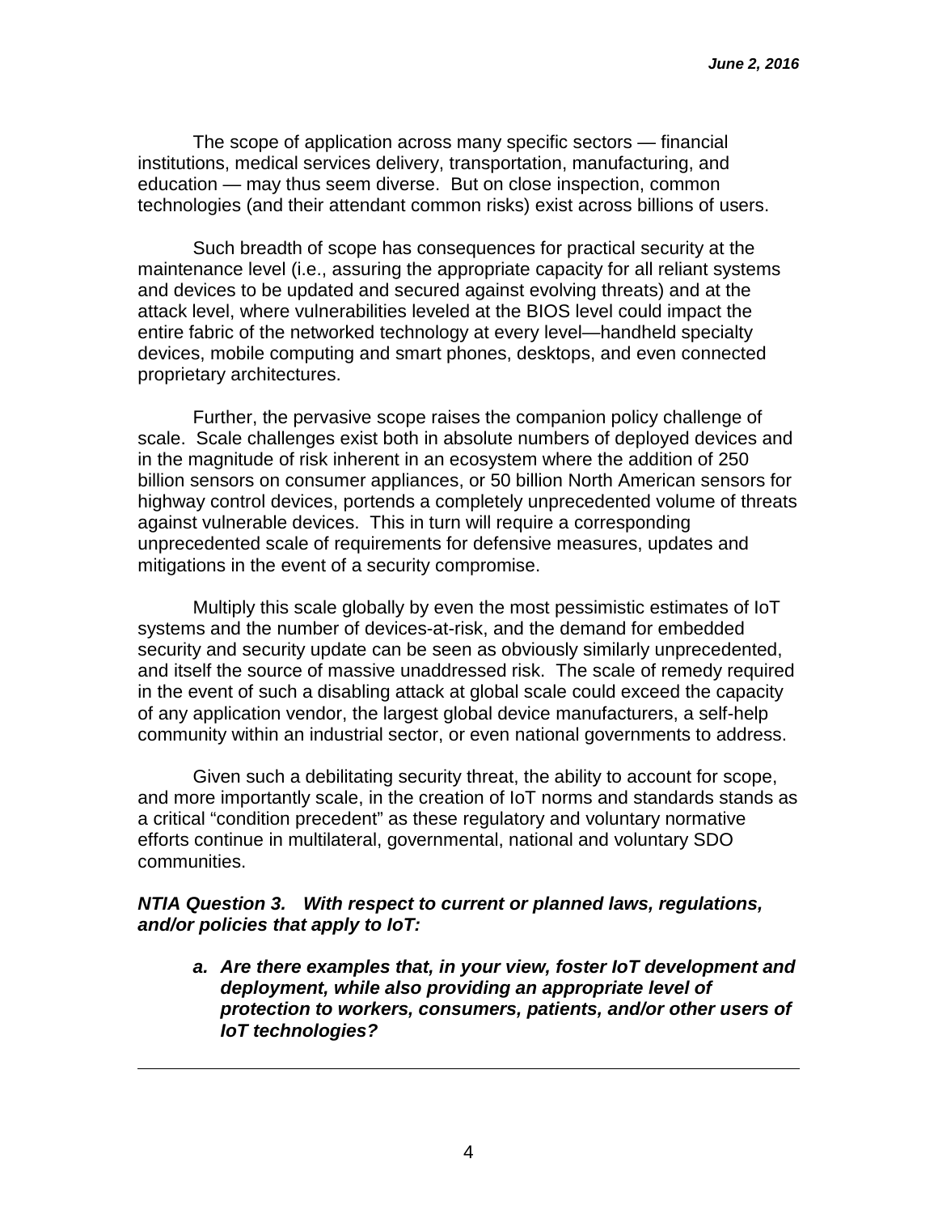The scope of application across many specific sectors — financial institutions, medical services delivery, transportation, manufacturing, and education — may thus seem diverse. But on close inspection, common technologies (and their attendant common risks) exist across billions of users.

Such breadth of scope has consequences for practical security at the maintenance level (i.e., assuring the appropriate capacity for all reliant systems and devices to be updated and secured against evolving threats) and at the attack level, where vulnerabilities leveled at the BIOS level could impact the entire fabric of the networked technology at every level—handheld specialty devices, mobile computing and smart phones, desktops, and even connected proprietary architectures.

Further, the pervasive scope raises the companion policy challenge of scale. Scale challenges exist both in absolute numbers of deployed devices and in the magnitude of risk inherent in an ecosystem where the addition of 250 billion sensors on consumer appliances, or 50 billion North American sensors for highway control devices, portends a completely unprecedented volume of threats against vulnerable devices. This in turn will require a corresponding unprecedented scale of requirements for defensive measures, updates and mitigations in the event of a security compromise.

Multiply this scale globally by even the most pessimistic estimates of IoT systems and the number of devices-at-risk, and the demand for embedded security and security update can be seen as obviously similarly unprecedented, and itself the source of massive unaddressed risk. The scale of remedy required in the event of such a disabling attack at global scale could exceed the capacity of any application vendor, the largest global device manufacturers, a self-help community within an industrial sector, or even national governments to address.

Given such a debilitating security threat, the ability to account for scope, and more importantly scale, in the creation of IoT norms and standards stands as a critical "condition precedent" as these regulatory and voluntary normative efforts continue in multilateral, governmental, national and voluntary SDO communities.

***NTIA Question 3. With respect to current or planned laws, regulations, and/or policies that apply to IoT:***

*a.* ***Are there examples that, in your view, foster IoT development and deployment, while also providing an appropriate level of protection to workers, consumers, patients, and/or other users of IoT technologies?***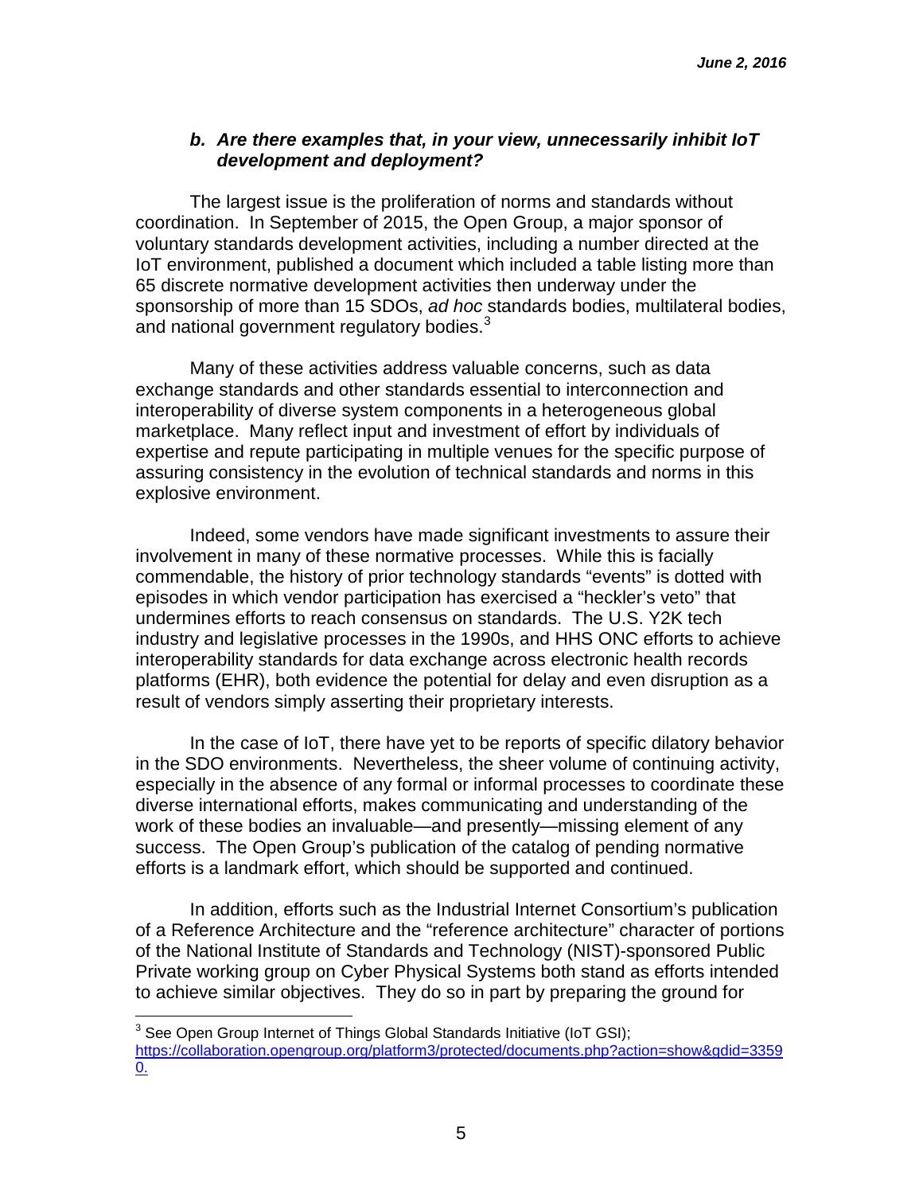### *b. Are there examples that, in your view, unnecessarily inhibit IoT development and deployment?*

The largest issue is the proliferation of norms and standards without coordination. In September of 2015, the Open Group, a major sponsor of voluntary standards development activities, including a number directed at the IoT environment, published a document which included a table listing more than 65 discrete normative development activities then underway under the sponsorship of more than 15 SDOs, *ad hoc* standards bodies, multilateral bodies, and national government regulatory bodies.[3]

Many of these activities address valuable concerns, such as data exchange standards and other standards essential to interconnection and interoperability of diverse system components in a heterogeneous global marketplace. Many reflect input and investment of effort by individuals of expertise and repute participating in multiple venues for the specific purpose of assuring consistency in the evolution of technical standards and norms in this explosive environment.

Indeed, some vendors have made significant investments to assure their involvement in many of these normative processes. While this is facially commendable, the history of prior technology standards "events" is dotted with episodes in which vendor participation has exercised a "heckler's veto" that undermines efforts to reach consensus on standards. The U.S. Y2K tech industry and legislative processes in the 1990s, and HHS ONC efforts to achieve interoperability standards for data exchange across electronic health records platforms (EHR), both evidence the potential for delay and even disruption as a result of vendors simply asserting their proprietary interests.

In the case of IoT, there have yet to be reports of specific dilatory behavior in the SDO environments. Nevertheless, the sheer volume of continuing activity, especially in the absence of any formal or informal processes to coordinate these diverse international efforts, makes communicating and understanding of the work of these bodies an invaluable—and presently—missing element of any success. The Open Group's publication of the catalog of pending normative efforts is a landmark effort, which should be supported and continued.

In addition, efforts such as the Industrial Internet Consortium's publication of a Reference Architecture and the "reference architecture" character of portions of the National Institute of Standards and Technology (NIST)-sponsored Public Private working group on Cyber Physical Systems both stand as efforts intended to achieve similar objectives. They do so in part by preparing the ground for

---

[3] See Open Group Internet of Things Global Standards Initiative (IoT GSI); https://collaboration.opengroup.org/platform3/protected/documents.php?action=show&gdid=33590.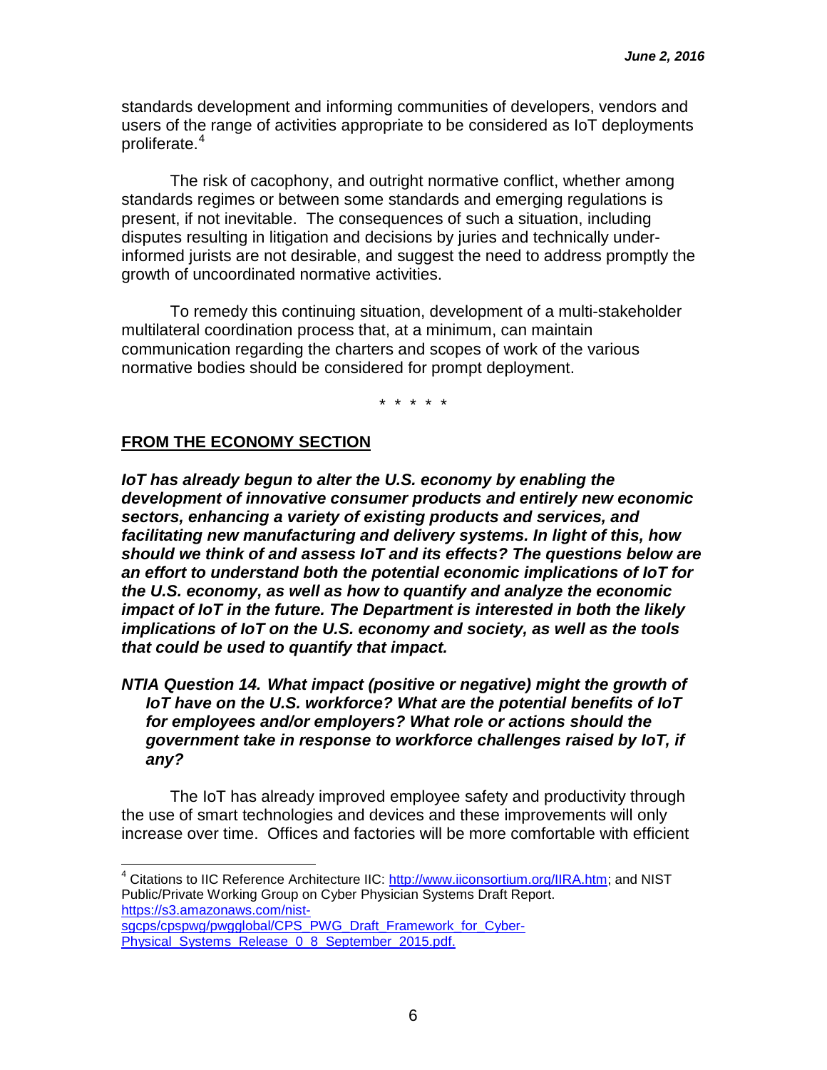standards development and informing communities of developers, vendors and users of the range of activities appropriate to be considered as IoT deployments proliferate.[4]

The risk of cacophony, and outright normative conflict, whether among standards regimes or between some standards and emerging regulations is present, if not inevitable. The consequences of such a situation, including disputes resulting in litigation and decisions by juries and technically under-informed jurists are not desirable, and suggest the need to address promptly the growth of uncoordinated normative activities.

To remedy this continuing situation, development of a multi-stakeholder multilateral coordination process that, at a minimum, can maintain communication regarding the charters and scopes of work of the various normative bodies should be considered for prompt deployment.

\* \* \* \* \*

## FROM THE ECONOMY SECTION

***IoT has already begun to alter the U.S. economy by enabling the development of innovative consumer products and entirely new economic sectors, enhancing a variety of existing products and services, and facilitating new manufacturing and delivery systems. In light of this, how should we think of and assess IoT and its effects? The questions below are an effort to understand both the potential economic implications of IoT for the U.S. economy, as well as how to quantify and analyze the economic impact of IoT in the future. The Department is interested in both the likely implications of IoT on the U.S. economy and society, as well as the tools that could be used to quantify that impact.***

***NTIA Question 14. What impact (positive or negative) might the growth of IoT have on the U.S. workforce? What are the potential benefits of IoT for employees and/or employers? What role or actions should the government take in response to workforce challenges raised by IoT, if any?***

The IoT has already improved employee safety and productivity through the use of smart technologies and devices and these improvements will only increase over time. Offices and factories will be more comfortable with efficient

---

[4] Citations to IIC Reference Architecture IIC: http://www.iiconsortium.org/IIRA.htm; and NIST Public/Private Working Group on Cyber Physician Systems Draft Report. https://s3.amazonaws.com/nist-sgcps/cpspwg/pwgglobal/CPS_PWG_Draft_Framework_for_Cyber-Physical_Systems_Release_0_8_September_2015.pdf.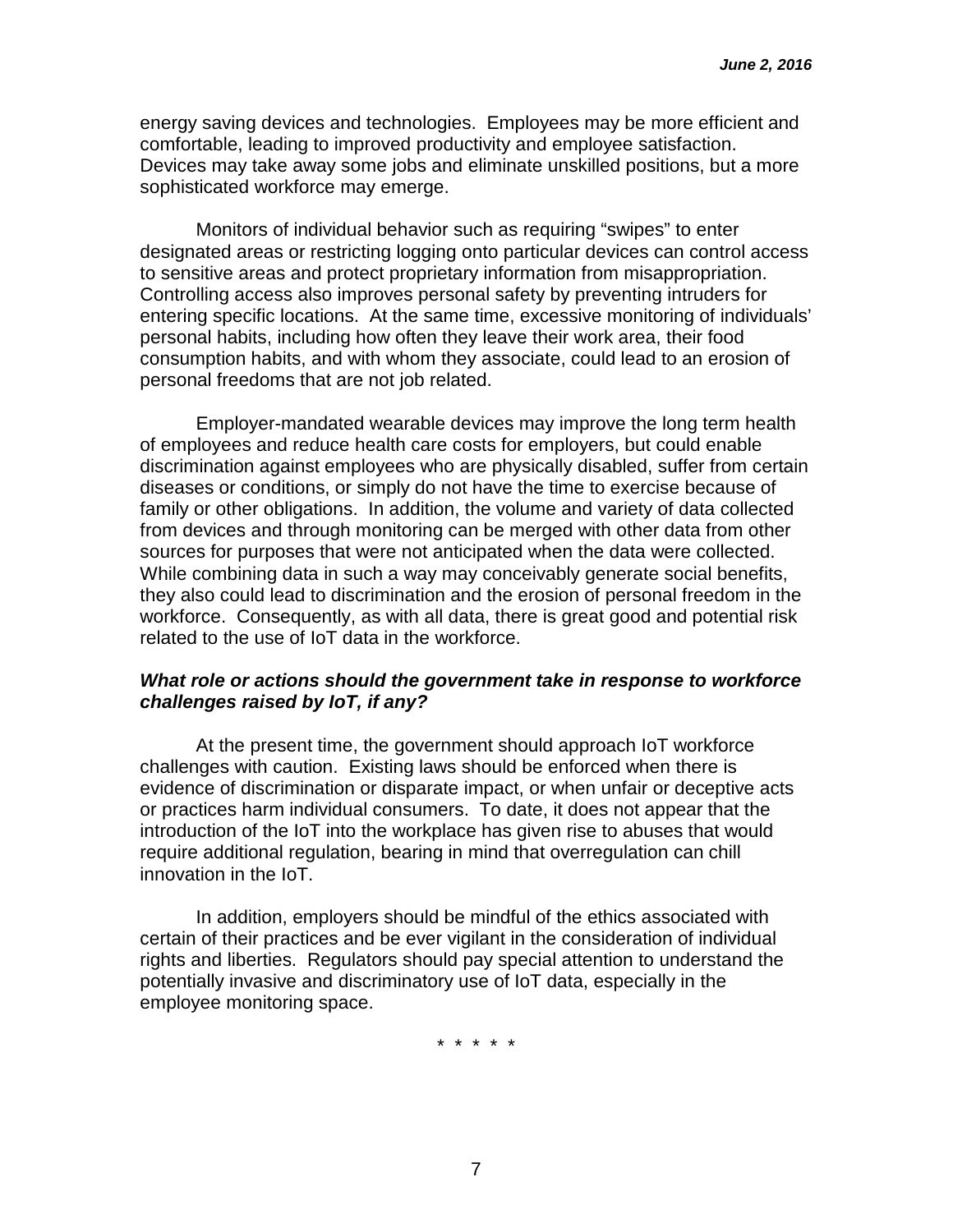energy saving devices and technologies. Employees may be more efficient and comfortable, leading to improved productivity and employee satisfaction. Devices may take away some jobs and eliminate unskilled positions, but a more sophisticated workforce may emerge.

Monitors of individual behavior such as requiring "swipes" to enter designated areas or restricting logging onto particular devices can control access to sensitive areas and protect proprietary information from misappropriation. Controlling access also improves personal safety by preventing intruders for entering specific locations. At the same time, excessive monitoring of individuals' personal habits, including how often they leave their work area, their food consumption habits, and with whom they associate, could lead to an erosion of personal freedoms that are not job related.

Employer-mandated wearable devices may improve the long term health of employees and reduce health care costs for employers, but could enable discrimination against employees who are physically disabled, suffer from certain diseases or conditions, or simply do not have the time to exercise because of family or other obligations. In addition, the volume and variety of data collected from devices and through monitoring can be merged with other data from other sources for purposes that were not anticipated when the data were collected. While combining data in such a way may conceivably generate social benefits, they also could lead to discrimination and the erosion of personal freedom in the workforce. Consequently, as with all data, there is great good and potential risk related to the use of IoT data in the workforce.

***What role or actions should the government take in response to workforce challenges raised by IoT, if any?***

At the present time, the government should approach IoT workforce challenges with caution. Existing laws should be enforced when there is evidence of discrimination or disparate impact, or when unfair or deceptive acts or practices harm individual consumers. To date, it does not appear that the introduction of the IoT into the workplace has given rise to abuses that would require additional regulation, bearing in mind that overregulation can chill innovation in the IoT.

In addition, employers should be mindful of the ethics associated with certain of their practices and be ever vigilant in the consideration of individual rights and liberties. Regulators should pay special attention to understand the potentially invasive and discriminatory use of IoT data, especially in the employee monitoring space.

\* \* \* \* \*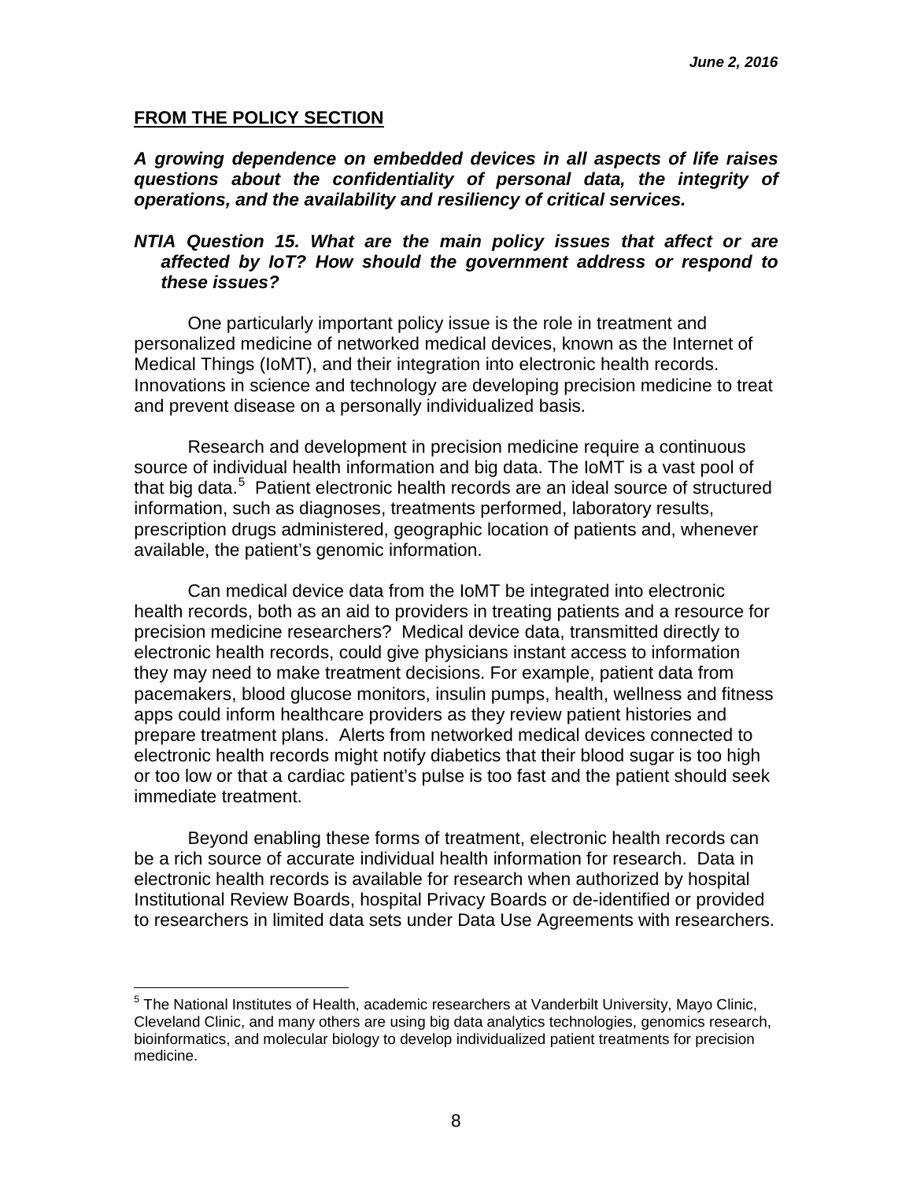*June 2, 2016*

**FROM THE POLICY SECTION**

***A growing dependence on embedded devices in all aspects of life raises questions about the confidentiality of personal data, the integrity of operations, and the availability and resiliency of critical services.***

***NTIA Question 15. What are the main policy issues that affect or are affected by IoT? How should the government address or respond to these issues?***

One particularly important policy issue is the role in treatment and personalized medicine of networked medical devices, known as the Internet of Medical Things (IoMT), and their integration into electronic health records. Innovations in science and technology are developing precision medicine to treat and prevent disease on a personally individualized basis.

Research and development in precision medicine require a continuous source of individual health information and big data. The IoMT is a vast pool of that big data.[5] Patient electronic health records are an ideal source of structured information, such as diagnoses, treatments performed, laboratory results, prescription drugs administered, geographic location of patients and, whenever available, the patient's genomic information.

Can medical device data from the IoMT be integrated into electronic health records, both as an aid to providers in treating patients and a resource for precision medicine researchers? Medical device data, transmitted directly to electronic health records, could give physicians instant access to information they may need to make treatment decisions. For example, patient data from pacemakers, blood glucose monitors, insulin pumps, health, wellness and fitness apps could inform healthcare providers as they review patient histories and prepare treatment plans. Alerts from networked medical devices connected to electronic health records might notify diabetics that their blood sugar is too high or too low or that a cardiac patient's pulse is too fast and the patient should seek immediate treatment.

Beyond enabling these forms of treatment, electronic health records can be a rich source of accurate individual health information for research. Data in electronic health records is available for research when authorized by hospital Institutional Review Boards, hospital Privacy Boards or de-identified or provided to researchers in limited data sets under Data Use Agreements with researchers.

---

[5] The National Institutes of Health, academic researchers at Vanderbilt University, Mayo Clinic, Cleveland Clinic, and many others are using big data analytics technologies, genomics research, bioinformatics, and molecular biology to develop individualized patient treatments for precision medicine.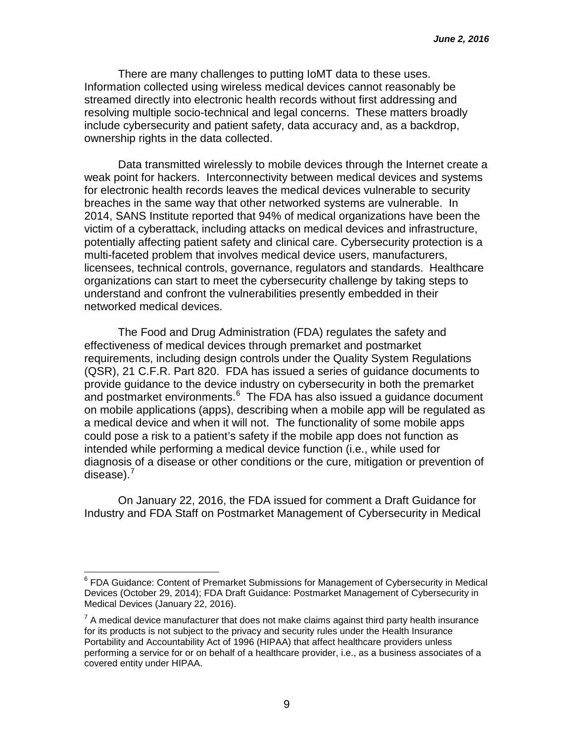There are many challenges to putting IoMT data to these uses. Information collected using wireless medical devices cannot reasonably be streamed directly into electronic health records without first addressing and resolving multiple socio-technical and legal concerns. These matters broadly include cybersecurity and patient safety, data accuracy and, as a backdrop, ownership rights in the data collected.

Data transmitted wirelessly to mobile devices through the Internet create a weak point for hackers. Interconnectivity between medical devices and systems for electronic health records leaves the medical devices vulnerable to security breaches in the same way that other networked systems are vulnerable. In 2014, SANS Institute reported that 94% of medical organizations have been the victim of a cyberattack, including attacks on medical devices and infrastructure, potentially affecting patient safety and clinical care. Cybersecurity protection is a multi-faceted problem that involves medical device users, manufacturers, licensees, technical controls, governance, regulators and standards. Healthcare organizations can start to meet the cybersecurity challenge by taking steps to understand and confront the vulnerabilities presently embedded in their networked medical devices.

The Food and Drug Administration (FDA) regulates the safety and effectiveness of medical devices through premarket and postmarket requirements, including design controls under the Quality System Regulations (QSR), 21 C.F.R. Part 820. FDA has issued a series of guidance documents to provide guidance to the device industry on cybersecurity in both the premarket and postmarket environments.[6] The FDA has also issued a guidance document on mobile applications (apps), describing when a mobile app will be regulated as a medical device and when it will not. The functionality of some mobile apps could pose a risk to a patient's safety if the mobile app does not function as intended while performing a medical device function (i.e., while used for diagnosis of a disease or other conditions or the cure, mitigation or prevention of disease).[7]

On January 22, 2016, the FDA issued for comment a Draft Guidance for Industry and FDA Staff on Postmarket Management of Cybersecurity in Medical

---

[6] FDA Guidance: Content of Premarket Submissions for Management of Cybersecurity in Medical Devices (October 29, 2014); FDA Draft Guidance: Postmarket Management of Cybersecurity in Medical Devices (January 22, 2016).

[7] A medical device manufacturer that does not make claims against third party health insurance for its products is not subject to the privacy and security rules under the Health Insurance Portability and Accountability Act of 1996 (HIPAA) that affect healthcare providers unless performing a service for or on behalf of a healthcare provider, i.e., as a business associates of a covered entity under HIPAA.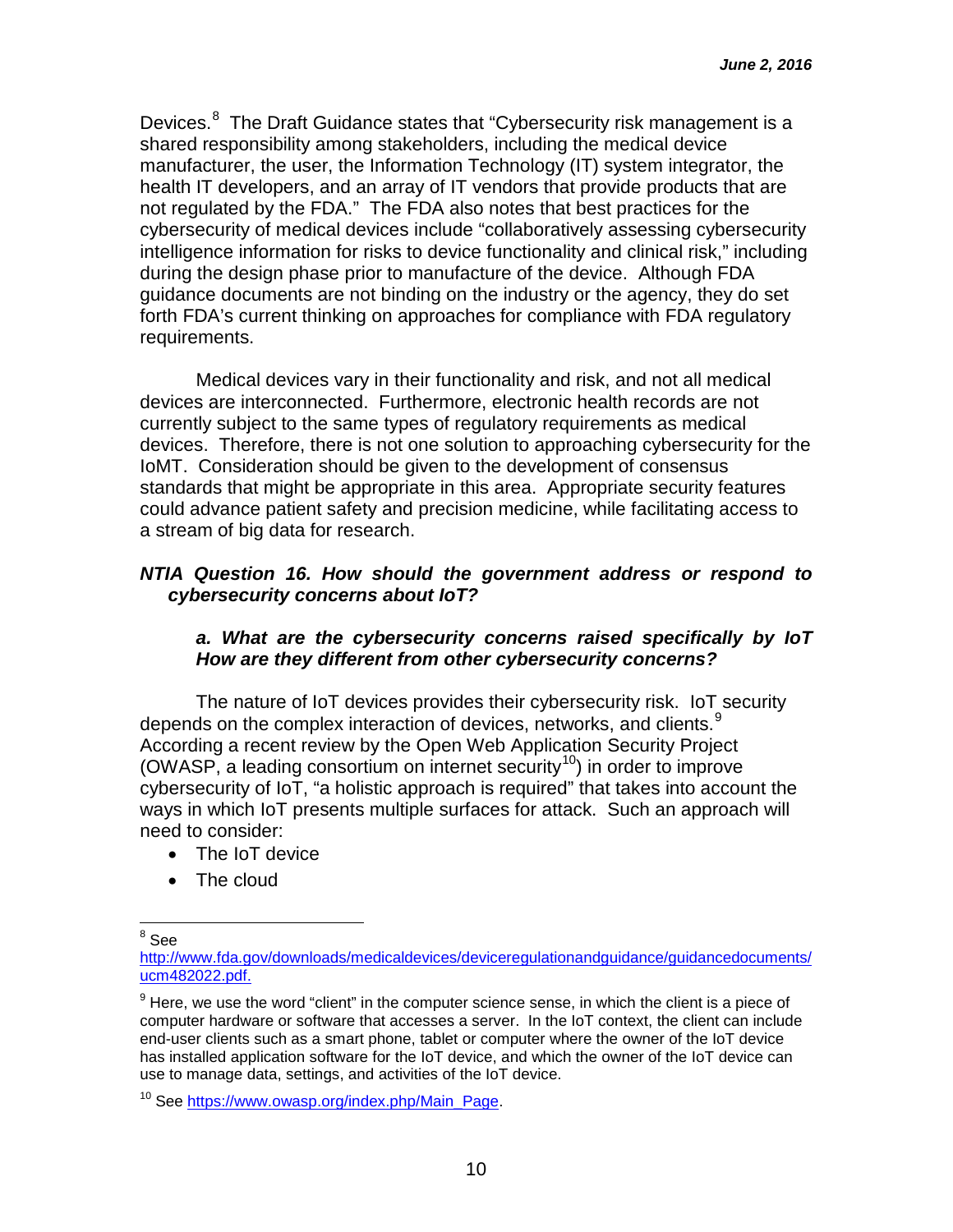Devices.[8] The Draft Guidance states that "Cybersecurity risk management is a shared responsibility among stakeholders, including the medical device manufacturer, the user, the Information Technology (IT) system integrator, the health IT developers, and an array of IT vendors that provide products that are not regulated by the FDA." The FDA also notes that best practices for the cybersecurity of medical devices include "collaboratively assessing cybersecurity intelligence information for risks to device functionality and clinical risk," including during the design phase prior to manufacture of the device. Although FDA guidance documents are not binding on the industry or the agency, they do set forth FDA's current thinking on approaches for compliance with FDA regulatory requirements.

Medical devices vary in their functionality and risk, and not all medical devices are interconnected. Furthermore, electronic health records are not currently subject to the same types of regulatory requirements as medical devices. Therefore, there is not one solution to approaching cybersecurity for the IoMT. Consideration should be given to the development of consensus standards that might be appropriate in this area. Appropriate security features could advance patient safety and precision medicine, while facilitating access to a stream of big data for research.

***NTIA Question 16. How should the government address or respond to cybersecurity concerns about IoT?***

***a. What are the cybersecurity concerns raised specifically by IoT How are they different from other cybersecurity concerns?***

The nature of IoT devices provides their cybersecurity risk. IoT security depends on the complex interaction of devices, networks, and clients.[9] According a recent review by the Open Web Application Security Project (OWASP, a leading consortium on internet security[10]) in order to improve cybersecurity of IoT, "a holistic approach is required" that takes into account the ways in which IoT presents multiple surfaces for attack. Such an approach will need to consider:

- The IoT device
- The cloud

---

[8] See http://www.fda.gov/downloads/medicaldevices/deviceregulationandguidance/guidancedocuments/ucm482022.pdf.

[9] Here, we use the word "client" in the computer science sense, in which the client is a piece of computer hardware or software that accesses a server. In the IoT context, the client can include end-user clients such as a smart phone, tablet or computer where the owner of the IoT device has installed application software for the IoT device, and which the owner of the IoT device can use to manage data, settings, and activities of the IoT device.

[10] See https://www.owasp.org/index.php/Main_Page.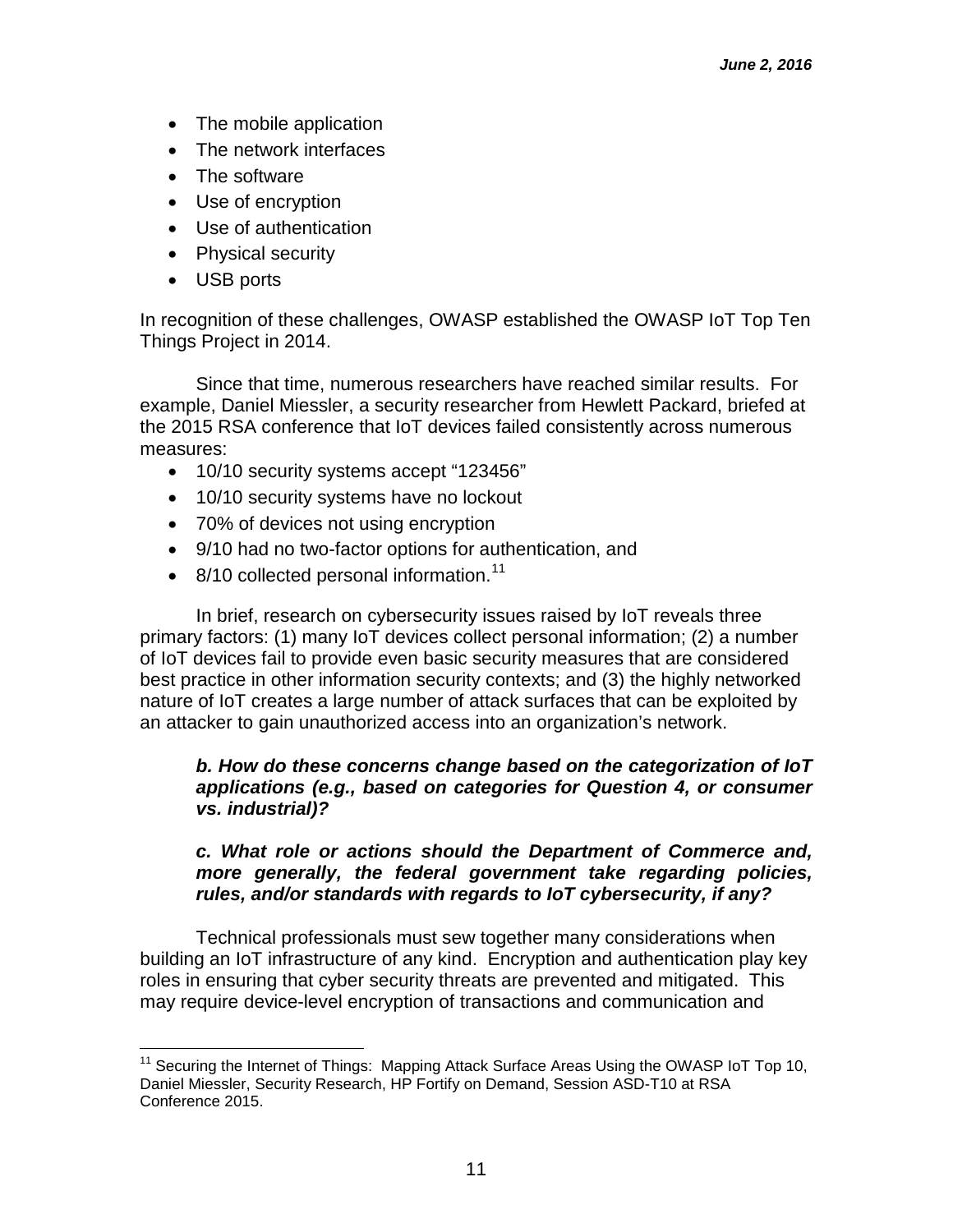- The mobile application
- The network interfaces
- The software
- Use of encryption
- Use of authentication
- Physical security
- USB ports

In recognition of these challenges, OWASP established the OWASP IoT Top Ten Things Project in 2014.

Since that time, numerous researchers have reached similar results. For example, Daniel Miessler, a security researcher from Hewlett Packard, briefed at the 2015 RSA conference that IoT devices failed consistently across numerous measures:

- 10/10 security systems accept "123456"
- 10/10 security systems have no lockout
- 70% of devices not using encryption
- 9/10 had no two-factor options for authentication, and
- 8/10 collected personal information.[11]

In brief, research on cybersecurity issues raised by IoT reveals three primary factors: (1) many IoT devices collect personal information; (2) a number of IoT devices fail to provide even basic security measures that are considered best practice in other information security contexts; and (3) the highly networked nature of IoT creates a large number of attack surfaces that can be exploited by an attacker to gain unauthorized access into an organization's network.

***b. How do these concerns change based on the categorization of IoT applications (e.g., based on categories for Question 4, or consumer vs. industrial)?***

***c. What role or actions should the Department of Commerce and, more generally, the federal government take regarding policies, rules, and/or standards with regards to IoT cybersecurity, if any?***

Technical professionals must sew together many considerations when building an IoT infrastructure of any kind. Encryption and authentication play key roles in ensuring that cyber security threats are prevented and mitigated. This may require device-level encryption of transactions and communication and

[11] Securing the Internet of Things: Mapping Attack Surface Areas Using the OWASP IoT Top 10, Daniel Miessler, Security Research, HP Fortify on Demand, Session ASD-T10 at RSA Conference 2015.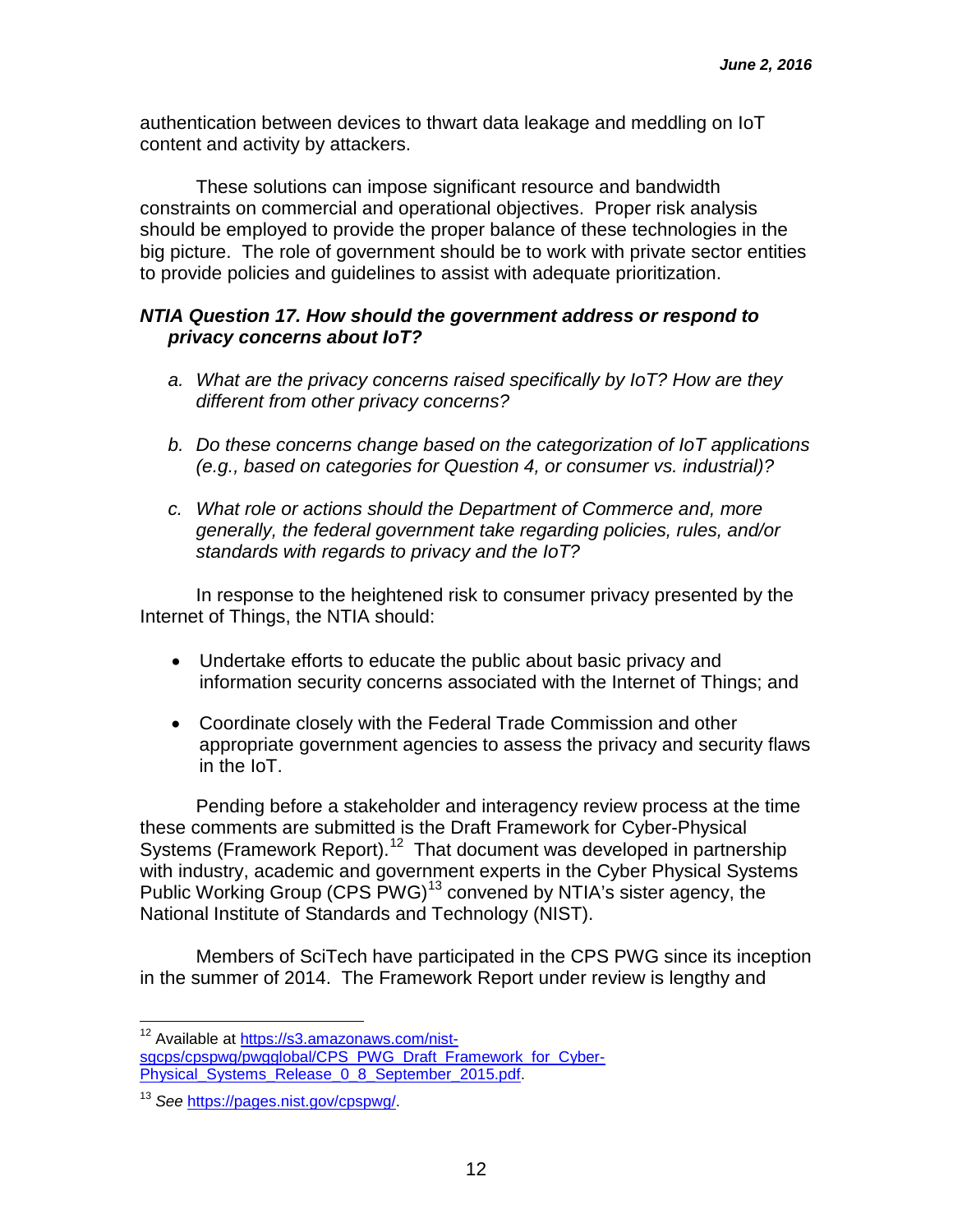authentication between devices to thwart data leakage and meddling on IoT content and activity by attackers.

These solutions can impose significant resource and bandwidth constraints on commercial and operational objectives. Proper risk analysis should be employed to provide the proper balance of these technologies in the big picture. The role of government should be to work with private sector entities to provide policies and guidelines to assist with adequate prioritization.

***NTIA Question 17. How should the government address or respond to privacy concerns about IoT?***

*a. What are the privacy concerns raised specifically by IoT? How are they different from other privacy concerns?*

*b. Do these concerns change based on the categorization of IoT applications (e.g., based on categories for Question 4, or consumer vs. industrial)?*

*c. What role or actions should the Department of Commerce and, more generally, the federal government take regarding policies, rules, and/or standards with regards to privacy and the IoT?*

In response to the heightened risk to consumer privacy presented by the Internet of Things, the NTIA should:

- Undertake efforts to educate the public about basic privacy and information security concerns associated with the Internet of Things; and
- Coordinate closely with the Federal Trade Commission and other appropriate government agencies to assess the privacy and security flaws in the IoT.

Pending before a stakeholder and interagency review process at the time these comments are submitted is the Draft Framework for Cyber-Physical Systems (Framework Report).[12] That document was developed in partnership with industry, academic and government experts in the Cyber Physical Systems Public Working Group (CPS PWG)[13] convened by NTIA's sister agency, the National Institute of Standards and Technology (NIST).

Members of SciTech have participated in the CPS PWG since its inception in the summer of 2014. The Framework Report under review is lengthy and

---

[12] Available at https://s3.amazonaws.com/nist-sgcps/cpspwg/pwgglobal/CPS_PWG_Draft_Framework_for_Cyber-Physical_Systems_Release_0_8_September_2015.pdf.

[13] *See* https://pages.nist.gov/cpspwg/.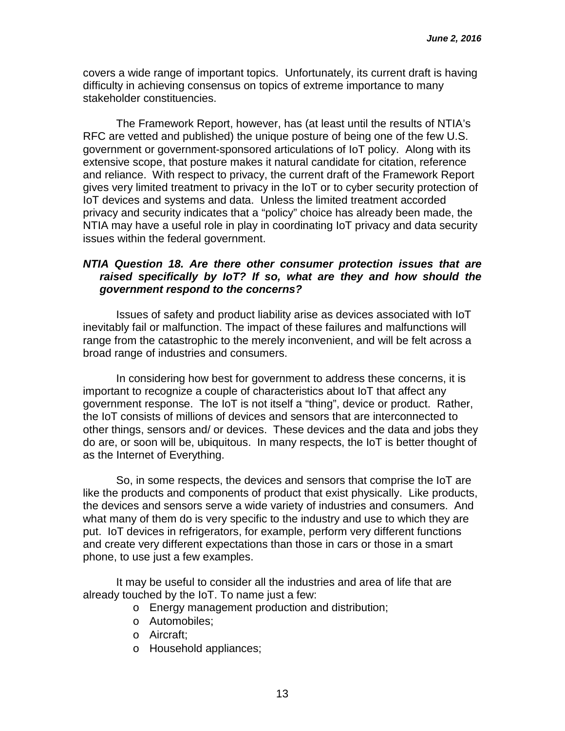covers a wide range of important topics. Unfortunately, its current draft is having difficulty in achieving consensus on topics of extreme importance to many stakeholder constituencies.

The Framework Report, however, has (at least until the results of NTIA's RFC are vetted and published) the unique posture of being one of the few U.S. government or government-sponsored articulations of IoT policy. Along with its extensive scope, that posture makes it natural candidate for citation, reference and reliance. With respect to privacy, the current draft of the Framework Report gives very limited treatment to privacy in the IoT or to cyber security protection of IoT devices and systems and data. Unless the limited treatment accorded privacy and security indicates that a "policy" choice has already been made, the NTIA may have a useful role in play in coordinating IoT privacy and data security issues within the federal government.

***NTIA Question 18. Are there other consumer protection issues that are raised specifically by IoT? If so, what are they and how should the government respond to the concerns?***

Issues of safety and product liability arise as devices associated with IoT inevitably fail or malfunction. The impact of these failures and malfunctions will range from the catastrophic to the merely inconvenient, and will be felt across a broad range of industries and consumers.

In considering how best for government to address these concerns, it is important to recognize a couple of characteristics about IoT that affect any government response. The IoT is not itself a "thing", device or product. Rather, the IoT consists of millions of devices and sensors that are interconnected to other things, sensors and/ or devices. These devices and the data and jobs they do are, or soon will be, ubiquitous. In many respects, the IoT is better thought of as the Internet of Everything.

So, in some respects, the devices and sensors that comprise the IoT are like the products and components of product that exist physically. Like products, the devices and sensors serve a wide variety of industries and consumers. And what many of them do is very specific to the industry and use to which they are put. IoT devices in refrigerators, for example, perform very different functions and create very different expectations than those in cars or those in a smart phone, to use just a few examples.

It may be useful to consider all the industries and area of life that are already touched by the IoT. To name just a few:

- Energy management production and distribution;
- Automobiles;
- Aircraft;
- Household appliances;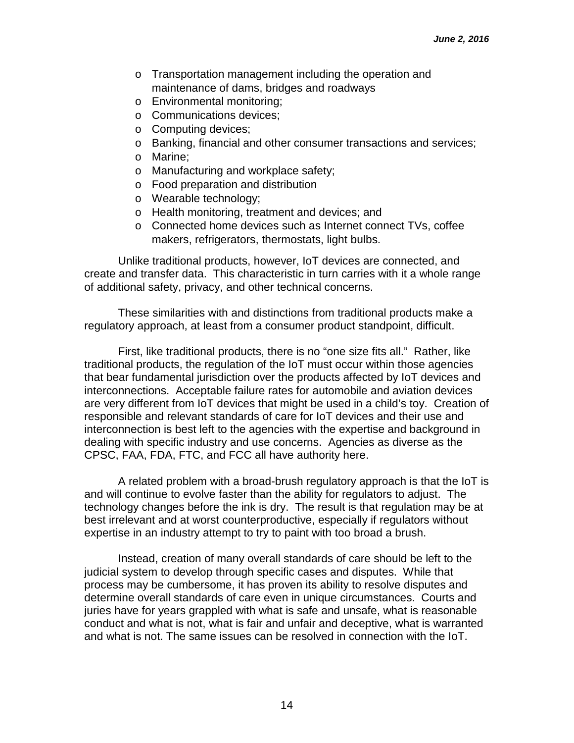- Transportation management including the operation and maintenance of dams, bridges and roadways
- Environmental monitoring;
- Communications devices;
- Computing devices;
- Banking, financial and other consumer transactions and services;
- Marine;
- Manufacturing and workplace safety;
- Food preparation and distribution
- Wearable technology;
- Health monitoring, treatment and devices; and
- Connected home devices such as Internet connect TVs, coffee makers, refrigerators, thermostats, light bulbs.

Unlike traditional products, however, IoT devices are connected, and create and transfer data. This characteristic in turn carries with it a whole range of additional safety, privacy, and other technical concerns.

These similarities with and distinctions from traditional products make a regulatory approach, at least from a consumer product standpoint, difficult.

First, like traditional products, there is no "one size fits all." Rather, like traditional products, the regulation of the IoT must occur within those agencies that bear fundamental jurisdiction over the products affected by IoT devices and interconnections. Acceptable failure rates for automobile and aviation devices are very different from IoT devices that might be used in a child's toy. Creation of responsible and relevant standards of care for IoT devices and their use and interconnection is best left to the agencies with the expertise and background in dealing with specific industry and use concerns. Agencies as diverse as the CPSC, FAA, FDA, FTC, and FCC all have authority here.

A related problem with a broad-brush regulatory approach is that the IoT is and will continue to evolve faster than the ability for regulators to adjust. The technology changes before the ink is dry. The result is that regulation may be at best irrelevant and at worst counterproductive, especially if regulators without expertise in an industry attempt to try to paint with too broad a brush.

Instead, creation of many overall standards of care should be left to the judicial system to develop through specific cases and disputes. While that process may be cumbersome, it has proven its ability to resolve disputes and determine overall standards of care even in unique circumstances. Courts and juries have for years grappled with what is safe and unsafe, what is reasonable conduct and what is not, what is fair and unfair and deceptive, what is warranted and what is not. The same issues can be resolved in connection with the IoT.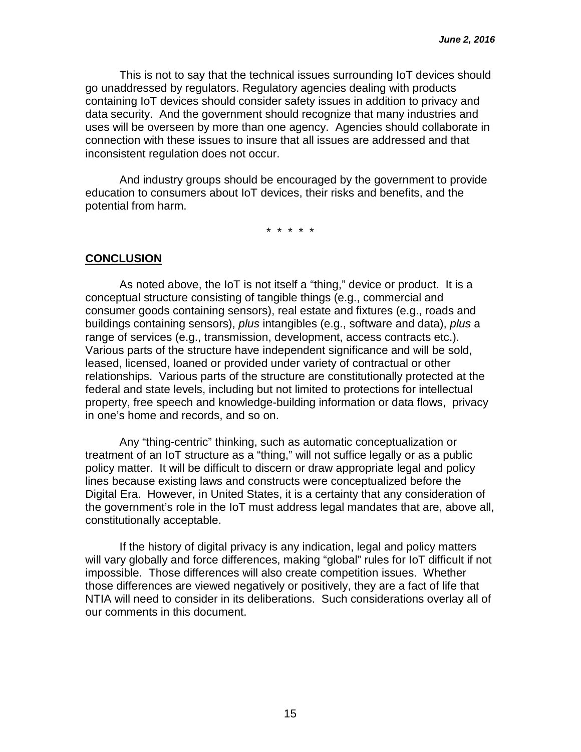This is not to say that the technical issues surrounding IoT devices should go unaddressed by regulators. Regulatory agencies dealing with products containing IoT devices should consider safety issues in addition to privacy and data security. And the government should recognize that many industries and uses will be overseen by more than one agency. Agencies should collaborate in connection with these issues to insure that all issues are addressed and that inconsistent regulation does not occur.

And industry groups should be encouraged by the government to provide education to consumers about IoT devices, their risks and benefits, and the potential from harm.

\* \* \* \* \*

## **CONCLUSION**

As noted above, the IoT is not itself a "thing," device or product. It is a conceptual structure consisting of tangible things (e.g., commercial and consumer goods containing sensors), real estate and fixtures (e.g., roads and buildings containing sensors), *plus* intangibles (e.g., software and data), *plus* a range of services (e.g., transmission, development, access contracts etc.). Various parts of the structure have independent significance and will be sold, leased, licensed, loaned or provided under variety of contractual or other relationships. Various parts of the structure are constitutionally protected at the federal and state levels, including but not limited to protections for intellectual property, free speech and knowledge-building information or data flows, privacy in one's home and records, and so on.

Any "thing-centric" thinking, such as automatic conceptualization or treatment of an IoT structure as a "thing," will not suffice legally or as a public policy matter. It will be difficult to discern or draw appropriate legal and policy lines because existing laws and constructs were conceptualized before the Digital Era. However, in United States, it is a certainty that any consideration of the government's role in the IoT must address legal mandates that are, above all, constitutionally acceptable.

If the history of digital privacy is any indication, legal and policy matters will vary globally and force differences, making "global" rules for IoT difficult if not impossible. Those differences will also create competition issues. Whether those differences are viewed negatively or positively, they are a fact of life that NTIA will need to consider in its deliberations. Such considerations overlay all of our comments in this document.